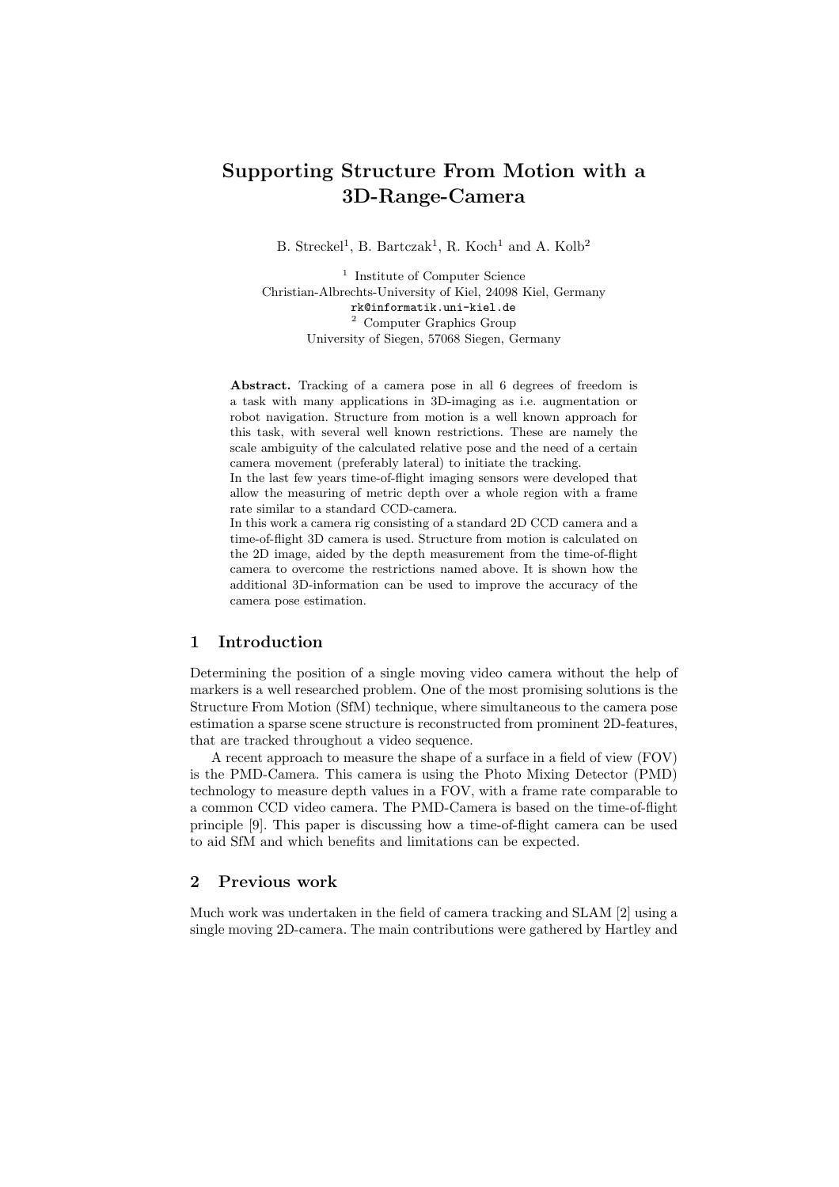# Supporting Structure From Motion with a 3D-Range-Camera

B. Streckel[1], B. Bartczak[1], R. Koch[1] and A. Kolb[2]

[1] Institute of Computer Science
Christian-Albrechts-University of Kiel, 24098 Kiel, Germany
rk@informatik.uni-kiel.de
[2] Computer Graphics Group
University of Siegen, 57068 Siegen, Germany

**Abstract.** Tracking of a camera pose in all 6 degrees of freedom is a task with many applications in 3D-imaging as i.e. augmentation or robot navigation. Structure from motion is a well known approach for this task, with several well known restrictions. These are namely the scale ambiguity of the calculated relative pose and the need of a certain camera movement (preferably lateral) to initiate the tracking.
In the last few years time-of-flight imaging sensors were developed that allow the measuring of metric depth over a whole region with a frame rate similar to a standard CCD-camera.
In this work a camera rig consisting of a standard 2D CCD camera and a time-of-flight 3D camera is used. Structure from motion is calculated on the 2D image, aided by the depth measurement from the time-of-flight camera to overcome the restrictions named above. It is shown how the additional 3D-information can be used to improve the accuracy of the camera pose estimation.

## 1 Introduction

Determining the position of a single moving video camera without the help of markers is a well researched problem. One of the most promising solutions is the Structure From Motion (SfM) technique, where simultaneous to the camera pose estimation a sparse scene structure is reconstructed from prominent 2D-features, that are tracked throughout a video sequence.

A recent approach to measure the shape of a surface in a field of view (FOV) is the PMD-Camera. This camera is using the Photo Mixing Detector (PMD) technology to measure depth values in a FOV, with a frame rate comparable to a common CCD video camera. The PMD-Camera is based on the time-of-flight principle [9]. This paper is discussing how a time-of-flight camera can be used to aid SfM and which benefits and limitations can be expected.

## 2 Previous work

Much work was undertaken in the field of camera tracking and SLAM [2] using a single moving 2D-camera. The main contributions were gathered by Hartley and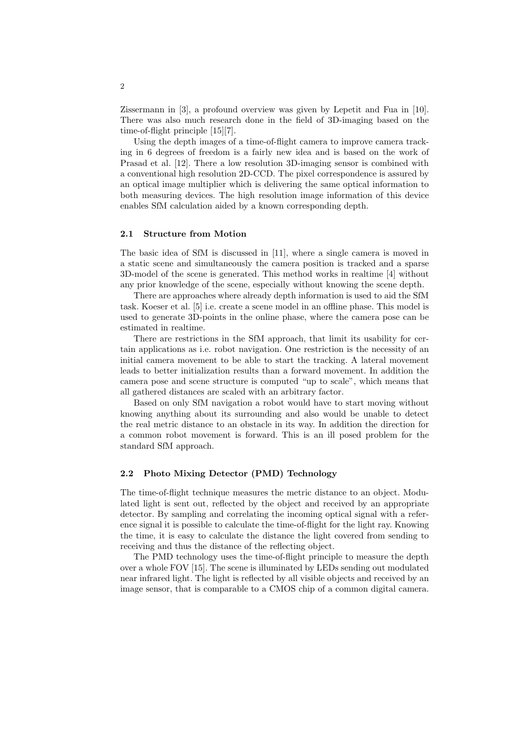Zissermann in [3], a profound overview was given by Lepetit and Fua in [10]. There was also much research done in the field of 3D-imaging based on the time-of-flight principle [15][7].

Using the depth images of a time-of-flight camera to improve camera tracking in 6 degrees of freedom is a fairly new idea and is based on the work of Prasad et al. [12]. There a low resolution 3D-imaging sensor is combined with a conventional high resolution 2D-CCD. The pixel correspondence is assured by an optical image multiplier which is delivering the same optical information to both measuring devices. The high resolution image information of this device enables SfM calculation aided by a known corresponding depth.

### 2.1 Structure from Motion

The basic idea of SfM is discussed in [11], where a single camera is moved in a static scene and simultaneously the camera position is tracked and a sparse 3D-model of the scene is generated. This method works in realtime [4] without any prior knowledge of the scene, especially without knowing the scene depth.

There are approaches where already depth information is used to aid the SfM task. Koeser et al. [5] i.e. create a scene model in an offline phase. This model is used to generate 3D-points in the online phase, where the camera pose can be estimated in realtime.

There are restrictions in the SfM approach, that limit its usability for certain applications as i.e. robot navigation. One restriction is the necessity of an initial camera movement to be able to start the tracking. A lateral movement leads to better initialization results than a forward movement. In addition the camera pose and scene structure is computed "up to scale", which means that all gathered distances are scaled with an arbitrary factor.

Based on only SfM navigation a robot would have to start moving without knowing anything about its surrounding and also would be unable to detect the real metric distance to an obstacle in its way. In addition the direction for a common robot movement is forward. This is an ill posed problem for the standard SfM approach.

### 2.2 Photo Mixing Detector (PMD) Technology

The time-of-flight technique measures the metric distance to an object. Modulated light is sent out, reflected by the object and received by an appropriate detector. By sampling and correlating the incoming optical signal with a reference signal it is possible to calculate the time-of-flight for the light ray. Knowing the time, it is easy to calculate the distance the light covered from sending to receiving and thus the distance of the reflecting object.

The PMD technology uses the time-of-flight principle to measure the depth over a whole FOV [15]. The scene is illuminated by LEDs sending out modulated near infrared light. The light is reflected by all visible objects and received by an image sensor, that is comparable to a CMOS chip of a common digital camera.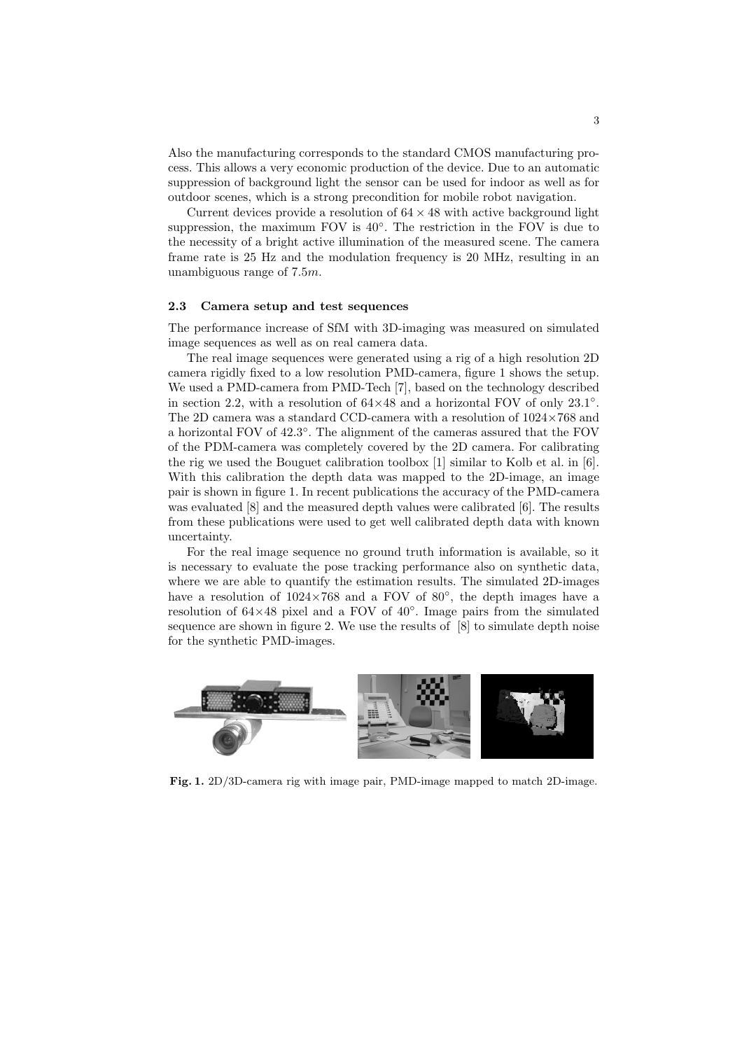Also the manufacturing corresponds to the standard CMOS manufacturing process. This allows a very economic production of the device. Due to an automatic suppression of background light the sensor can be used for indoor as well as for outdoor scenes, which is a strong precondition for mobile robot navigation.

Current devices provide a resolution of $64 \times 48$ with active background light suppression, the maximum FOV is $40^{\circ}$. The restriction in the FOV is due to the necessity of a bright active illumination of the measured scene. The camera frame rate is 25 Hz and the modulation frequency is 20 MHz, resulting in an unambiguous range of $7.5m$.

### 2.3 Camera setup and test sequences

The performance increase of SfM with 3D-imaging was measured on simulated image sequences as well as on real camera data.

The real image sequences were generated using a rig of a high resolution 2D camera rigidly fixed to a low resolution PMD-camera, figure 1 shows the setup. We used a PMD-camera from PMD-Tech [7], based on the technology described in section 2.2, with a resolution of $64{\times}48$ and a horizontal FOV of only $23.1^{\circ}$. The 2D camera was a standard CCD-camera with a resolution of $1024{\times}768$ and a horizontal FOV of $42.3^{\circ}$. The alignment of the cameras assured that the FOV of the PDM-camera was completely covered by the 2D camera. For calibrating the rig we used the Bouguet calibration toolbox [1] similar to Kolb et al. in [6]. With this calibration the depth data was mapped to the 2D-image, an image pair is shown in figure 1. In recent publications the accuracy of the PMD-camera was evaluated [8] and the measured depth values were calibrated [6]. The results from these publications were used to get well calibrated depth data with known uncertainty.

For the real image sequence no ground truth information is available, so it is necessary to evaluate the pose tracking performance also on synthetic data, where we are able to quantify the estimation results. The simulated 2D-images have a resolution of $1024{\times}768$ and a FOV of $80^{\circ}$, the depth images have a resolution of $64{\times}48$ pixel and a FOV of $40^{\circ}$. Image pairs from the simulated sequence are shown in figure 2. We use the results of [8] to simulate depth noise for the synthetic PMD-images.

**Fig. 1.** 2D/3D-camera rig with image pair, PMD-image mapped to match 2D-image.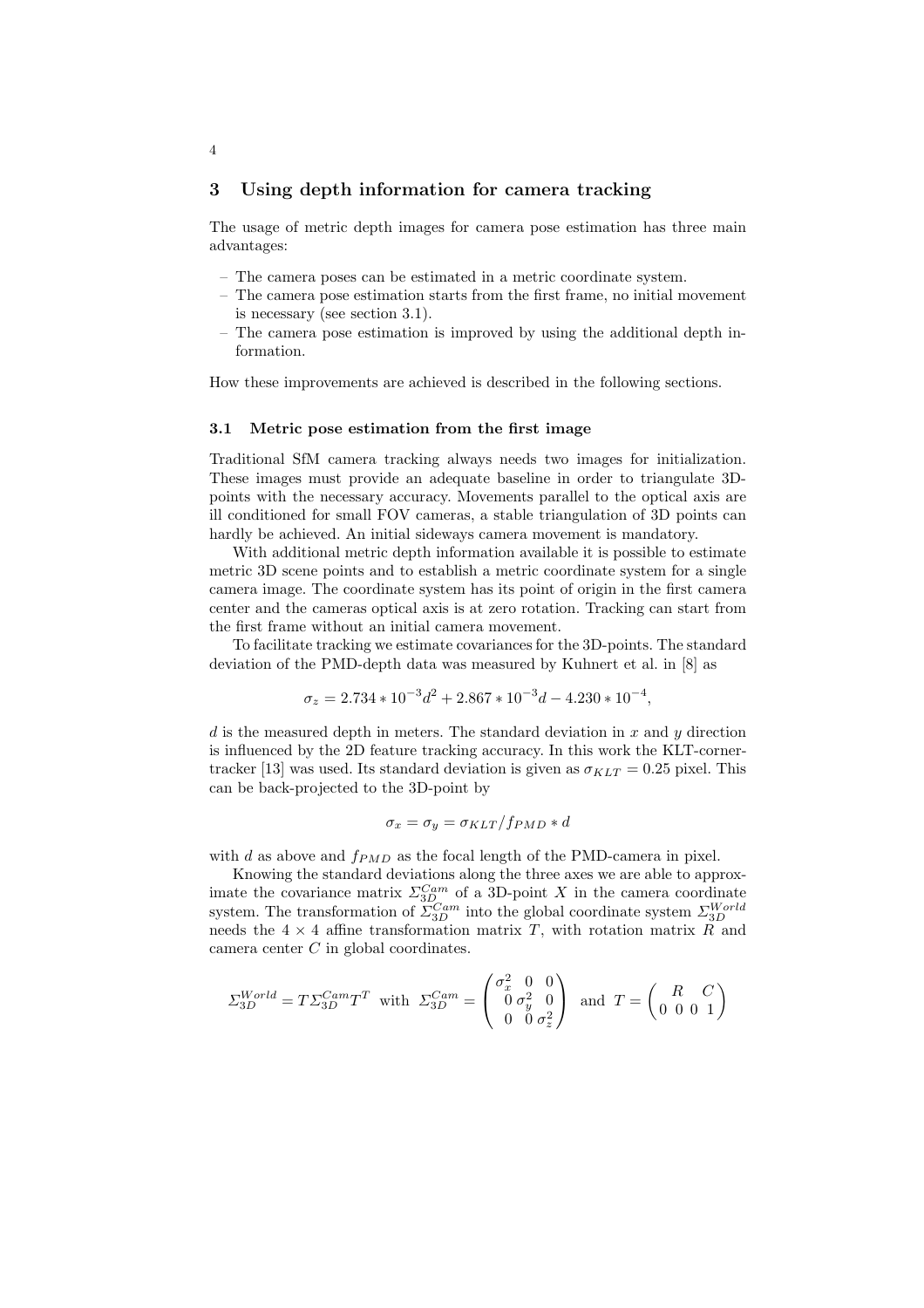## 3 Using depth information for camera tracking

The usage of metric depth images for camera pose estimation has three main advantages:

- The camera poses can be estimated in a metric coordinate system.
- The camera pose estimation starts from the first frame, no initial movement is necessary (see section 3.1).
- The camera pose estimation is improved by using the additional depth information.

How these improvements are achieved is described in the following sections.

### 3.1 Metric pose estimation from the first image

Traditional SfM camera tracking always needs two images for initialization. These images must provide an adequate baseline in order to triangulate 3D-points with the necessary accuracy. Movements parallel to the optical axis are ill conditioned for small FOV cameras, a stable triangulation of 3D points can hardly be achieved. An initial sideways camera movement is mandatory.

With additional metric depth information available it is possible to estimate metric 3D scene points and to establish a metric coordinate system for a single camera image. The coordinate system has its point of origin in the first camera center and the cameras optical axis is at zero rotation. Tracking can start from the first frame without an initial camera movement.

To facilitate tracking we estimate covariances for the 3D-points. The standard deviation of the PMD-depth data was measured by Kuhnert et al. in [8] as

$$\sigma_z = 2.734 * 10^{-3} d^2 + 2.867 * 10^{-3} d - 4.230 * 10^{-4},$$

$d$ is the measured depth in meters. The standard deviation in $x$ and $y$ direction is influenced by the 2D feature tracking accuracy. In this work the KLT-corner-tracker [13] was used. Its standard deviation is given as $\sigma_{KLT} = 0.25$ pixel. This can be back-projected to the 3D-point by

$$\sigma_x = \sigma_y = \sigma_{KLT} / f_{PMD} * d$$

with $d$ as above and $f_{PMD}$ as the focal length of the PMD-camera in pixel.

Knowing the standard deviations along the three axes we are able to approximate the covariance matrix $\Sigma_{3D}^{Cam}$ of a 3D-point $X$ in the camera coordinate system. The transformation of $\Sigma_{3D}^{Cam}$ into the global coordinate system $\Sigma_{3D}^{World}$ needs the $4 \times 4$ affine transformation matrix $T$, with rotation matrix $R$ and camera center $C$ in global coordinates.

$$\Sigma_{3D}^{World} = T \Sigma_{3D}^{Cam} T^T \text{ with } \Sigma_{3D}^{Cam} = \begin{pmatrix} \sigma_x^2 & 0 & 0 \\ 0 & \sigma_y^2 & 0 \\ 0 & 0 & \sigma_z^2 \end{pmatrix} \text{ and } T = \begin{pmatrix} R & C \\ 0\ 0\ 0 & 1 \end{pmatrix}$$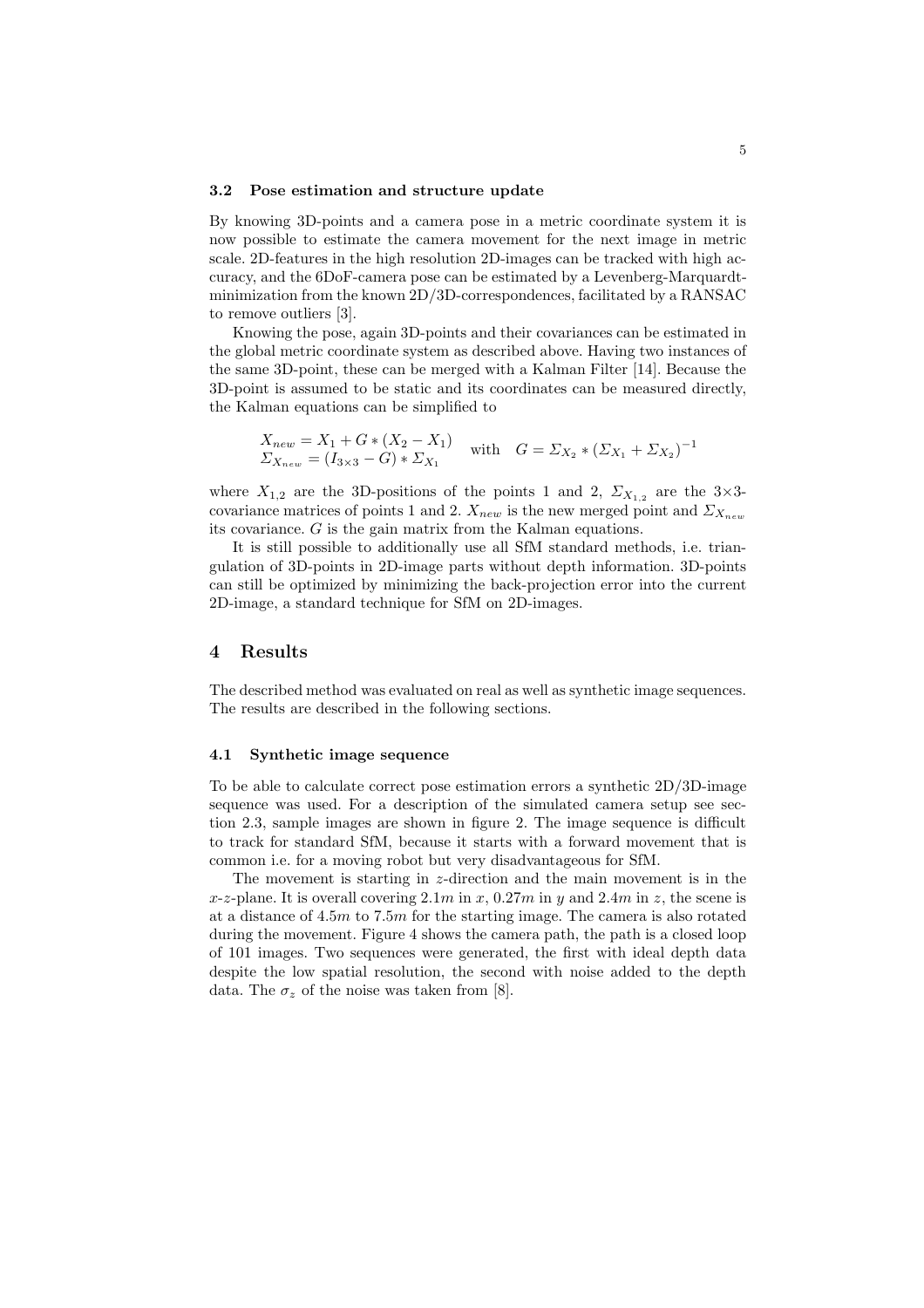### 3.2 Pose estimation and structure update

By knowing 3D-points and a camera pose in a metric coordinate system it is now possible to estimate the camera movement for the next image in metric scale. 2D-features in the high resolution 2D-images can be tracked with high accuracy, and the 6DoF-camera pose can be estimated by a Levenberg-Marquardt-minimization from the known 2D/3D-correspondences, facilitated by a RANSAC to remove outliers [3].

Knowing the pose, again 3D-points and their covariances can be estimated in the global metric coordinate system as described above. Having two instances of the same 3D-point, these can be merged with a Kalman Filter [14]. Because the 3D-point is assumed to be static and its coordinates can be measured directly, the Kalman equations can be simplified to

$$
\begin{array}{l}
X_{new} = X_1 + G * (X_2 - X_1) \\
\Sigma_{X_{new}} = (I_{3\times 3} - G) * \Sigma_{X_1}
\end{array}
\quad \text{with} \quad G = \Sigma_{X_2} * (\Sigma_{X_1} + \Sigma_{X_2})^{-1}
$$

where $X_{1,2}$ are the 3D-positions of the points 1 and 2, $\Sigma_{X_{1,2}}$ are the 3×3-covariance matrices of points 1 and 2. $X_{new}$ is the new merged point and $\Sigma_{X_{new}}$ its covariance. $G$ is the gain matrix from the Kalman equations.

It is still possible to additionally use all SfM standard methods, i.e. triangulation of 3D-points in 2D-image parts without depth information. 3D-points can still be optimized by minimizing the back-projection error into the current 2D-image, a standard technique for SfM on 2D-images.

## 4 Results

The described method was evaluated on real as well as synthetic image sequences. The results are described in the following sections.

### 4.1 Synthetic image sequence

To be able to calculate correct pose estimation errors a synthetic 2D/3D-image sequence was used. For a description of the simulated camera setup see section 2.3, sample images are shown in figure 2. The image sequence is difficult to track for standard SfM, because it starts with a forward movement that is common i.e. for a moving robot but very disadvantageous for SfM.

The movement is starting in $z$-direction and the main movement is in the $x$-$z$-plane. It is overall covering $2.1m$ in $x$, $0.27m$ in $y$ and $2.4m$ in $z$, the scene is at a distance of $4.5m$ to $7.5m$ for the starting image. The camera is also rotated during the movement. Figure 4 shows the camera path, the path is a closed loop of 101 images. Two sequences were generated, the first with ideal depth data despite the low spatial resolution, the second with noise added to the depth data. The $\sigma_z$ of the noise was taken from [8].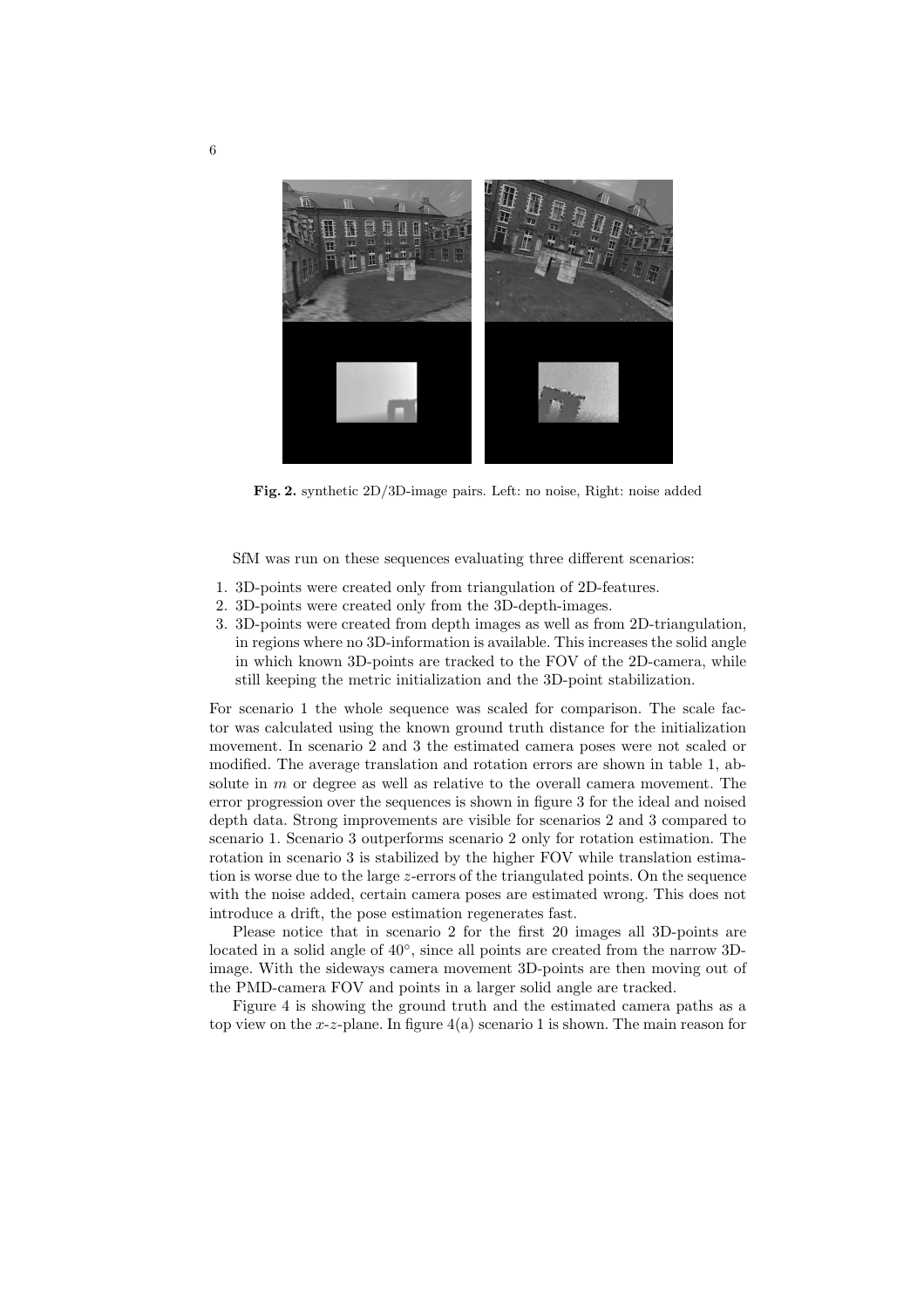Fig. 2. synthetic 2D/3D-image pairs. Left: no noise, Right: noise added

SfM was run on these sequences evaluating three different scenarios:

1. 3D-points were created only from triangulation of 2D-features.
2. 3D-points were created only from the 3D-depth-images.
3. 3D-points were created from depth images as well as from 2D-triangulation, in regions where no 3D-information is available. This increases the solid angle in which known 3D-points are tracked to the FOV of the 2D-camera, while still keeping the metric initialization and the 3D-point stabilization.

For scenario 1 the whole sequence was scaled for comparison. The scale factor was calculated using the known ground truth distance for the initialization movement. In scenario 2 and 3 the estimated camera poses were not scaled or modified. The average translation and rotation errors are shown in table 1, absolute in $m$ or degree as well as relative to the overall camera movement. The error progression over the sequences is shown in figure 3 for the ideal and noised depth data. Strong improvements are visible for scenarios 2 and 3 compared to scenario 1. Scenario 3 outperforms scenario 2 only for rotation estimation. The rotation in scenario 3 is stabilized by the higher FOV while translation estimation is worse due to the large $z$-errors of the triangulated points. On the sequence with the noise added, certain camera poses are estimated wrong. This does not introduce a drift, the pose estimation regenerates fast.

Please notice that in scenario 2 for the first 20 images all 3D-points are located in a solid angle of $40°$, since all points are created from the narrow 3D-image. With the sideways camera movement 3D-points are then moving out of the PMD-camera FOV and points in a larger solid angle are tracked.

Figure 4 is showing the ground truth and the estimated camera paths as a top view on the $x$-$z$-plane. In figure 4(a) scenario 1 is shown. The main reason for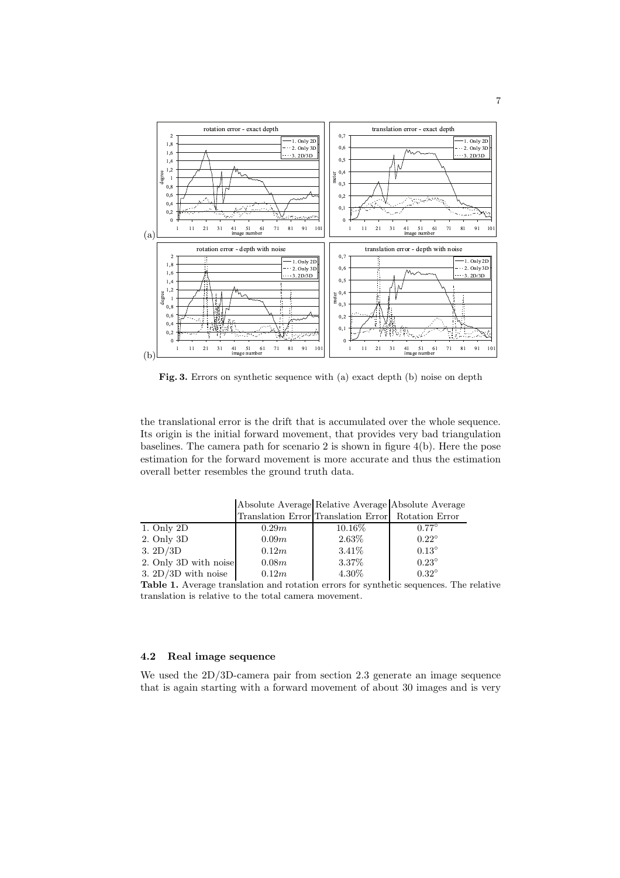**Fig. 3.** Errors on synthetic sequence with (a) exact depth (b) noise on depth

the translational error is the drift that is accumulated over the whole sequence. Its origin is the initial forward movement, that provides very bad triangulation baselines. The camera path for scenario 2 is shown in figure 4(b). Here the pose estimation for the forward movement is more accurate and thus the estimation overall better resembles the ground truth data.

| | Absolute Average Translation Error | Relative Average Translation Error | Absolute Average Rotation Error |
|---|---|---|---|
| 1. Only 2D | $0.29m$ | $10.16\%$ | $0.77^{\circ}$ |
| 2. Only 3D | $0.09m$ | $2.63\%$ | $0.22^{\circ}$ |
| 3. 2D/3D | $0.12m$ | $3.41\%$ | $0.13^{\circ}$ |
| 2. Only 3D with noise | $0.08m$ | $3.37\%$ | $0.23^{\circ}$ |
| 3. 2D/3D with noise | $0.12m$ | $4.30\%$ | $0.32^{\circ}$ |

**Table 1.** Average translation and rotation errors for synthetic sequences. The relative translation is relative to the total camera movement.

### 4.2 Real image sequence

We used the 2D/3D-camera pair from section 2.3 generate an image sequence that is again starting with a forward movement of about 30 images and is very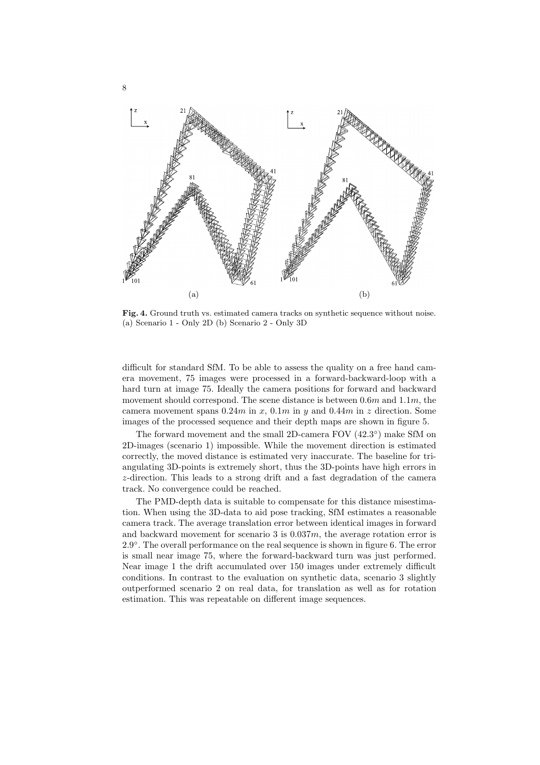**Fig. 4.** Ground truth vs. estimated camera tracks on synthetic sequence without noise. (a) Scenario 1 - Only 2D (b) Scenario 2 - Only 3D

difficult for standard SfM. To be able to assess the quality on a free hand camera movement, 75 images were processed in a forward-backward-loop with a hard turn at image 75. Ideally the camera positions for forward and backward movement should correspond. The scene distance is between $0.6m$ and $1.1m$, the camera movement spans $0.24m$ in $x$, $0.1m$ in $y$ and $0.44m$ in $z$ direction. Some images of the processed sequence and their depth maps are shown in figure 5.

The forward movement and the small 2D-camera FOV ($42.3^{\circ}$) make SfM on 2D-images (scenario 1) impossible. While the movement direction is estimated correctly, the moved distance is estimated very inaccurate. The baseline for triangulating 3D-points is extremely short, thus the 3D-points have high errors in $z$-direction. This leads to a strong drift and a fast degradation of the camera track. No convergence could be reached.

The PMD-depth data is suitable to compensate for this distance misestimation. When using the 3D-data to aid pose tracking, SfM estimates a reasonable camera track. The average translation error between identical images in forward and backward movement for scenario 3 is $0.037m$, the average rotation error is $2.9^{\circ}$. The overall performance on the real sequence is shown in figure 6. The error is small near image 75, where the forward-backward turn was just performed. Near image 1 the drift accumulated over 150 images under extremely difficult conditions. In contrast to the evaluation on synthetic data, scenario 3 slightly outperformed scenario 2 on real data, for translation as well as for rotation estimation. This was repeatable on different image sequences.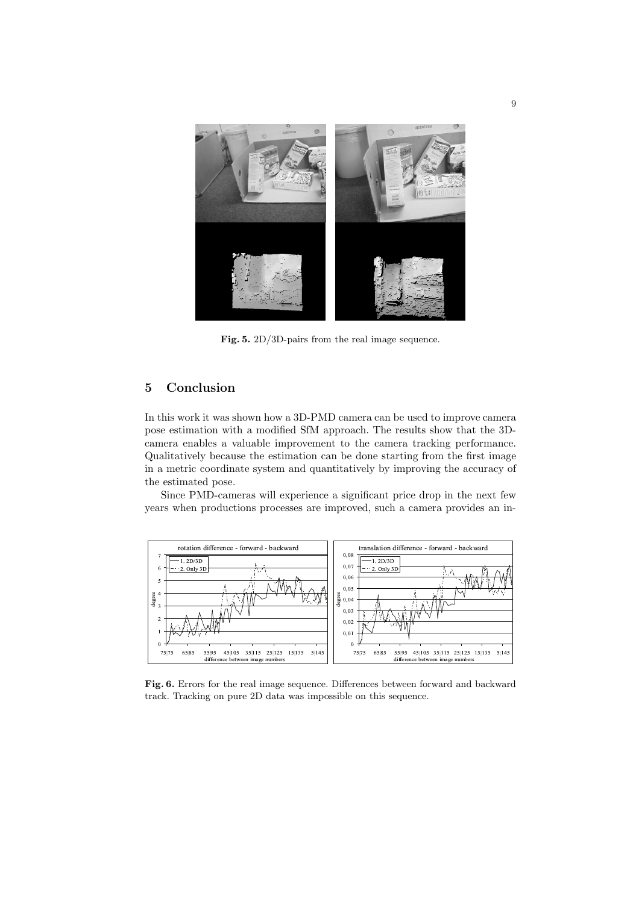Fig. 5. 2D/3D-pairs from the real image sequence.

## 5 Conclusion

In this work it was shown how a 3D-PMD camera can be used to improve camera pose estimation with a modified SfM approach. The results show that the 3D-camera enables a valuable improvement to the camera tracking performance. Qualitatively because the estimation can be done starting from the first image in a metric coordinate system and quantitatively by improving the accuracy of the estimated pose.

Since PMD-cameras will experience a significant price drop in the next few years when productions processes are improved, such a camera provides an in-

Fig. 6. Errors for the real image sequence. Differences between forward and backward track. Tracking on pure 2D data was impossible on this sequence.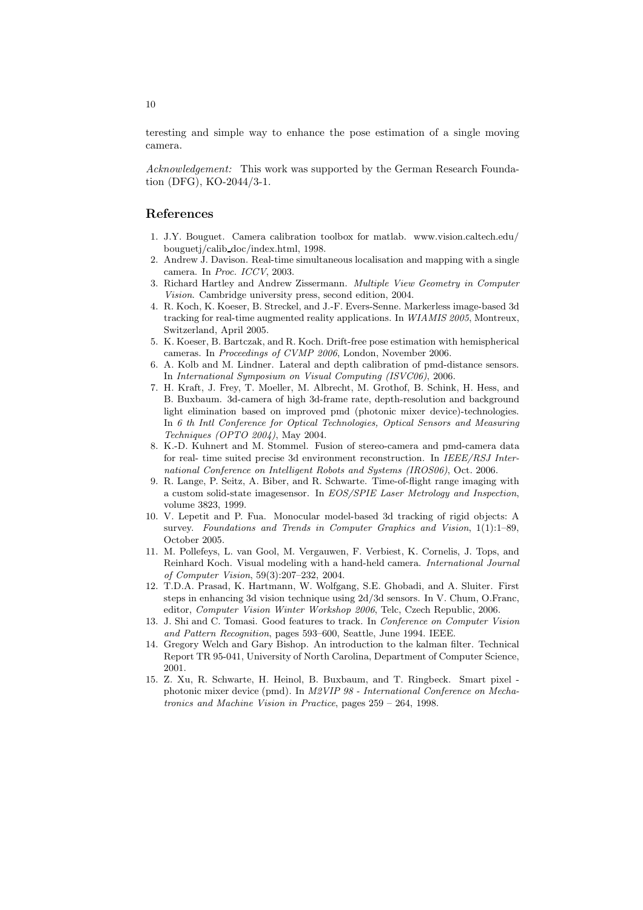teresting and simple way to enhance the pose estimation of a single moving camera.

*Acknowledgement:* This work was supported by the German Research Foundation (DFG), KO-2044/3-1.

## References

1. J.Y. Bouguet. Camera calibration toolbox for matlab. www.vision.caltech.edu/bouguetj/calib_doc/index.html, 1998.
2. Andrew J. Davison. Real-time simultaneous localisation and mapping with a single camera. In *Proc. ICCV*, 2003.
3. Richard Hartley and Andrew Zissermann. *Multiple View Geometry in Computer Vision*. Cambridge university press, second edition, 2004.
4. R. Koch, K. Koeser, B. Streckel, and J.-F. Evers-Senne. Markerless image-based 3d tracking for real-time augmented reality applications. In *WIAMIS 2005*, Montreux, Switzerland, April 2005.
5. K. Koeser, B. Bartczak, and R. Koch. Drift-free pose estimation with hemispherical cameras. In *Proceedings of CVMP 2006*, London, November 2006.
6. A. Kolb and M. Lindner. Lateral and depth calibration of pmd-distance sensors. In *International Symposium on Visual Computing (ISVC06)*, 2006.
7. H. Kraft, J. Frey, T. Moeller, M. Albrecht, M. Grothof, B. Schink, H. Hess, and B. Buxbaum. 3d-camera of high 3d-frame rate, depth-resolution and background light elimination based on improved pmd (photonic mixer device)-technologies. In *6 th Intl Conference for Optical Technologies, Optical Sensors and Measuring Techniques (OPTO 2004)*, May 2004.
8. K.-D. Kuhnert and M. Stommel. Fusion of stereo-camera and pmd-camera data for real- time suited precise 3d environment reconstruction. In *IEEE/RSJ International Conference on Intelligent Robots and Systems (IROS06)*, Oct. 2006.
9. R. Lange, P. Seitz, A. Biber, and R. Schwarte. Time-of-flight range imaging with a custom solid-state imagesensor. In *EOS/SPIE Laser Metrology and Inspection*, volume 3823, 1999.
10. V. Lepetit and P. Fua. Monocular model-based 3d tracking of rigid objects: A survey. *Foundations and Trends in Computer Graphics and Vision*, 1(1):1–89, October 2005.
11. M. Pollefeys, L. van Gool, M. Vergauwen, F. Verbiest, K. Cornelis, J. Tops, and Reinhard Koch. Visual modeling with a hand-held camera. *International Journal of Computer Vision*, 59(3):207–232, 2004.
12. T.D.A. Prasad, K. Hartmann, W. Wolfgang, S.E. Ghobadi, and A. Sluiter. First steps in enhancing 3d vision technique using 2d/3d sensors. In V. Chum, O.Franc, editor, *Computer Vision Winter Workshop 2006*, Telc, Czech Republic, 2006.
13. J. Shi and C. Tomasi. Good features to track. In *Conference on Computer Vision and Pattern Recognition*, pages 593–600, Seattle, June 1994. IEEE.
14. Gregory Welch and Gary Bishop. An introduction to the kalman filter. Technical Report TR 95-041, University of North Carolina, Department of Computer Science, 2001.
15. Z. Xu, R. Schwarte, H. Heinol, B. Buxbaum, and T. Ringbeck. Smart pixel - photonic mixer device (pmd). In *M2VIP 98 - International Conference on Mechatronics and Machine Vision in Practice*, pages 259 – 264, 1998.